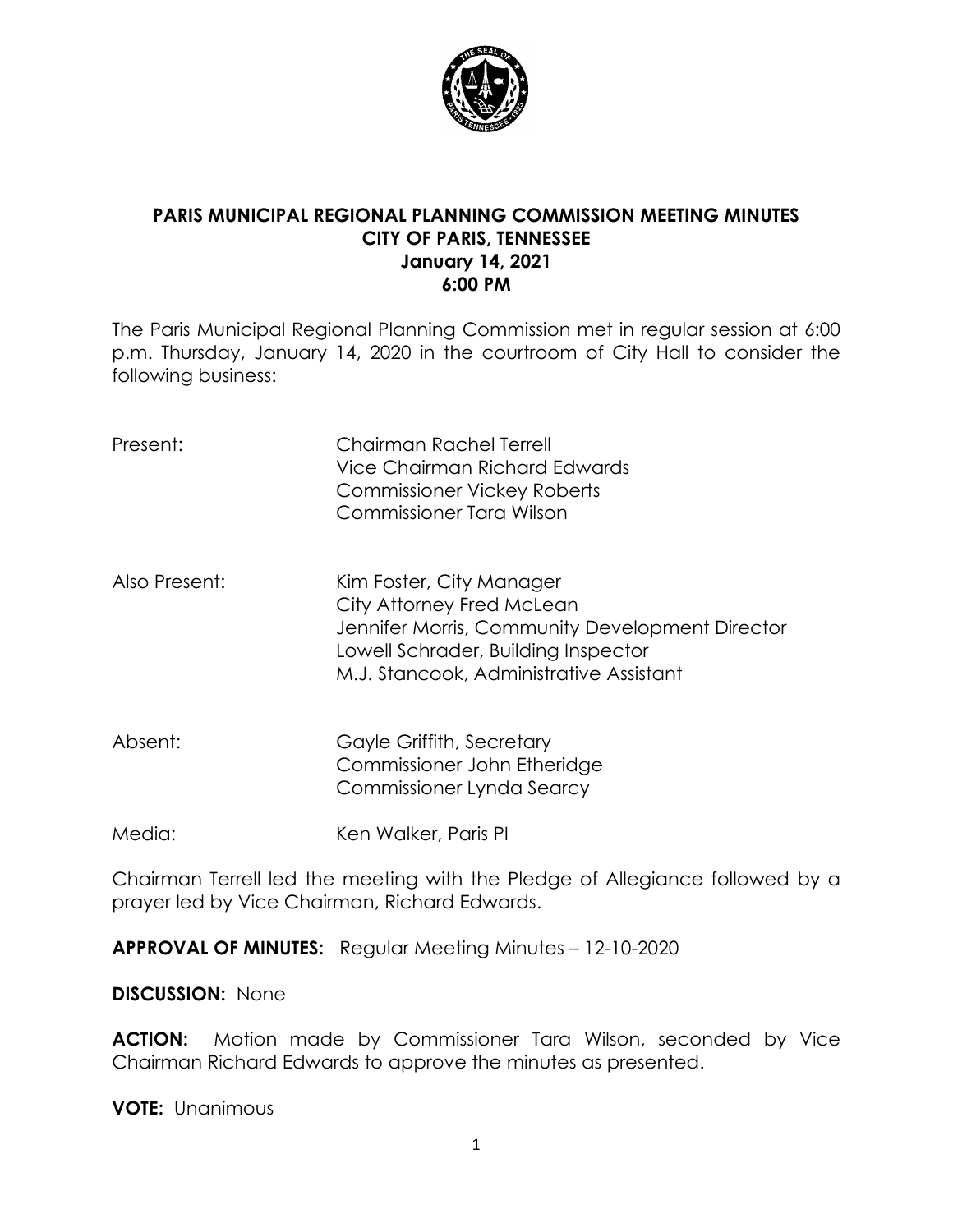# PARIS MUNICIPAL REGIONAL PLANNING COMMISSION MEETING MINUTES
## CITY OF PARIS, TENNESSEE
## January 14, 2021
## 6:00 PM

The Paris Municipal Regional Planning Commission met in regular session at 6:00 p.m. Thursday, January 14, 2020 in the courtroom of City Hall to consider the following business:

Present:
- Chairman Rachel Terrell
- Vice Chairman Richard Edwards
- Commissioner Vickey Roberts
- Commissioner Tara Wilson

Also Present:
- Kim Foster, City Manager
- City Attorney Fred McLean
- Jennifer Morris, Community Development Director
- Lowell Schrader, Building Inspector
- M.J. Stancook, Administrative Assistant

Absent:
- Gayle Griffith, Secretary
- Commissioner John Etheridge
- Commissioner Lynda Searcy

Media: Ken Walker, Paris PI

Chairman Terrell led the meeting with the Pledge of Allegiance followed by a prayer led by Vice Chairman, Richard Edwards.

**APPROVAL OF MINUTES:** Regular Meeting Minutes – 12-10-2020

**DISCUSSION:** None

**ACTION:** Motion made by Commissioner Tara Wilson, seconded by Vice Chairman Richard Edwards to approve the minutes as presented.

**VOTE:** Unanimous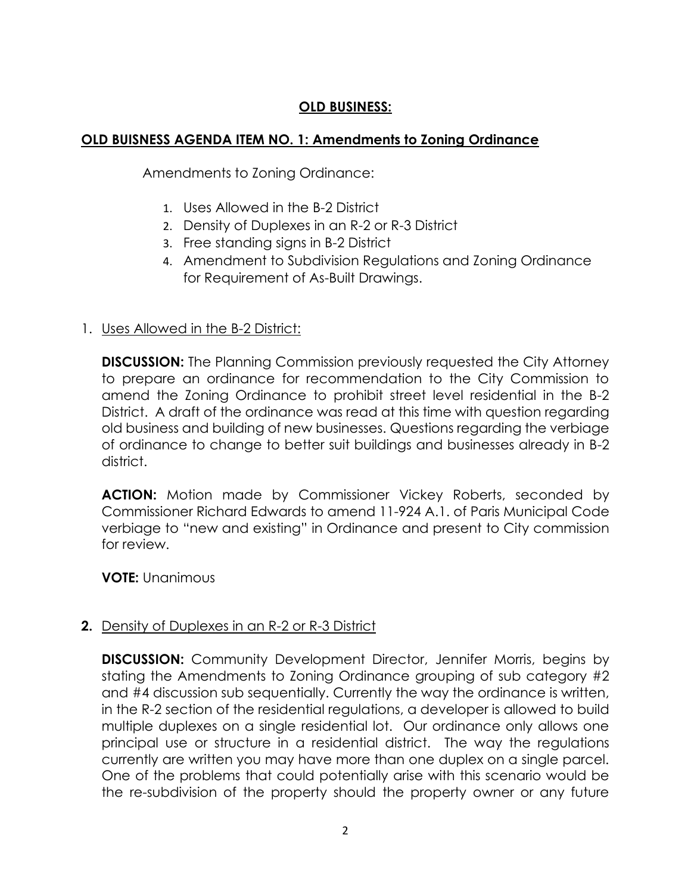## OLD BUSINESS:

### OLD BUISNESS AGENDA ITEM NO. 1: Amendments to Zoning Ordinance

Amendments to Zoning Ordinance:

1. Uses Allowed in the B-2 District
2. Density of Duplexes in an R-2 or R-3 District
3. Free standing signs in B-2 District
4. Amendment to Subdivision Regulations and Zoning Ordinance for Requirement of As-Built Drawings.

1. Uses Allowed in the B-2 District:

   **DISCUSSION:** The Planning Commission previously requested the City Attorney to prepare an ordinance for recommendation to the City Commission to amend the Zoning Ordinance to prohibit street level residential in the B-2 District. A draft of the ordinance was read at this time with question regarding old business and building of new businesses. Questions regarding the verbiage of ordinance to change to better suit buildings and businesses already in B-2 district.

   **ACTION:** Motion made by Commissioner Vickey Roberts, seconded by Commissioner Richard Edwards to amend 11-924 A.1. of Paris Municipal Code verbiage to "new and existing" in Ordinance and present to City commission for review.

   **VOTE:** Unanimous

**2.** Density of Duplexes in an R-2 or R-3 District

   **DISCUSSION:** Community Development Director, Jennifer Morris, begins by stating the Amendments to Zoning Ordinance grouping of sub category #2 and #4 discussion sub sequentially. Currently the way the ordinance is written, in the R-2 section of the residential regulations, a developer is allowed to build multiple duplexes on a single residential lot. Our ordinance only allows one principal use or structure in a residential district. The way the regulations currently are written you may have more than one duplex on a single parcel. One of the problems that could potentially arise with this scenario would be the re-subdivision of the property should the property owner or any future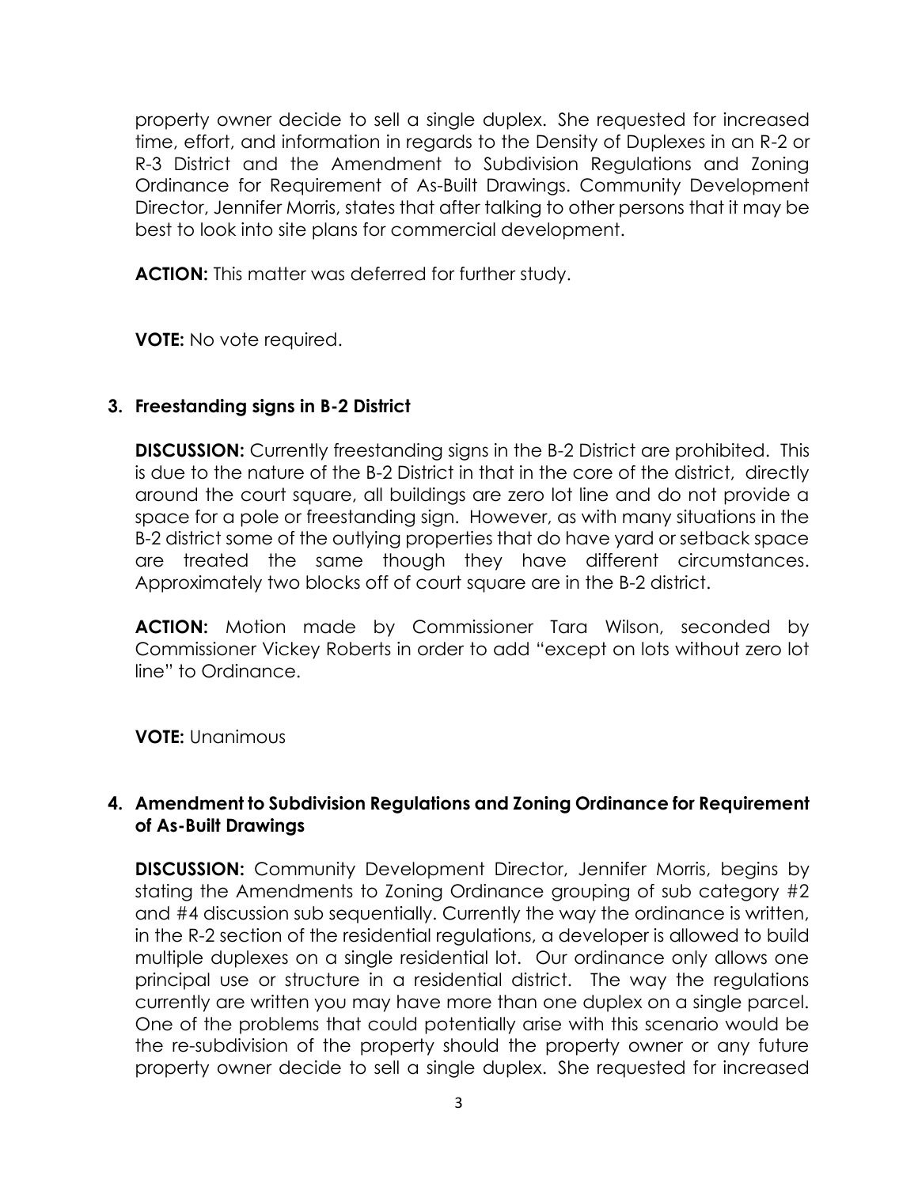property owner decide to sell a single duplex. She requested for increased time, effort, and information in regards to the Density of Duplexes in an R-2 or R-3 District and the Amendment to Subdivision Regulations and Zoning Ordinance for Requirement of As-Built Drawings. Community Development Director, Jennifer Morris, states that after talking to other persons that it may be best to look into site plans for commercial development.

**ACTION:** This matter was deferred for further study.

**VOTE:** No vote required.

**3. Freestanding signs in B-2 District**

**DISCUSSION:** Currently freestanding signs in the B-2 District are prohibited. This is due to the nature of the B-2 District in that in the core of the district, directly around the court square, all buildings are zero lot line and do not provide a space for a pole or freestanding sign. However, as with many situations in the B-2 district some of the outlying properties that do have yard or setback space are treated the same though they have different circumstances. Approximately two blocks off of court square are in the B-2 district.

**ACTION:** Motion made by Commissioner Tara Wilson, seconded by Commissioner Vickey Roberts in order to add "except on lots without zero lot line" to Ordinance.

**VOTE:** Unanimous

**4. Amendment to Subdivision Regulations and Zoning Ordinance for Requirement of As-Built Drawings**

**DISCUSSION:** Community Development Director, Jennifer Morris, begins by stating the Amendments to Zoning Ordinance grouping of sub category #2 and #4 discussion sub sequentially. Currently the way the ordinance is written, in the R-2 section of the residential regulations, a developer is allowed to build multiple duplexes on a single residential lot. Our ordinance only allows one principal use or structure in a residential district. The way the regulations currently are written you may have more than one duplex on a single parcel. One of the problems that could potentially arise with this scenario would be the re-subdivision of the property should the property owner or any future property owner decide to sell a single duplex. She requested for increased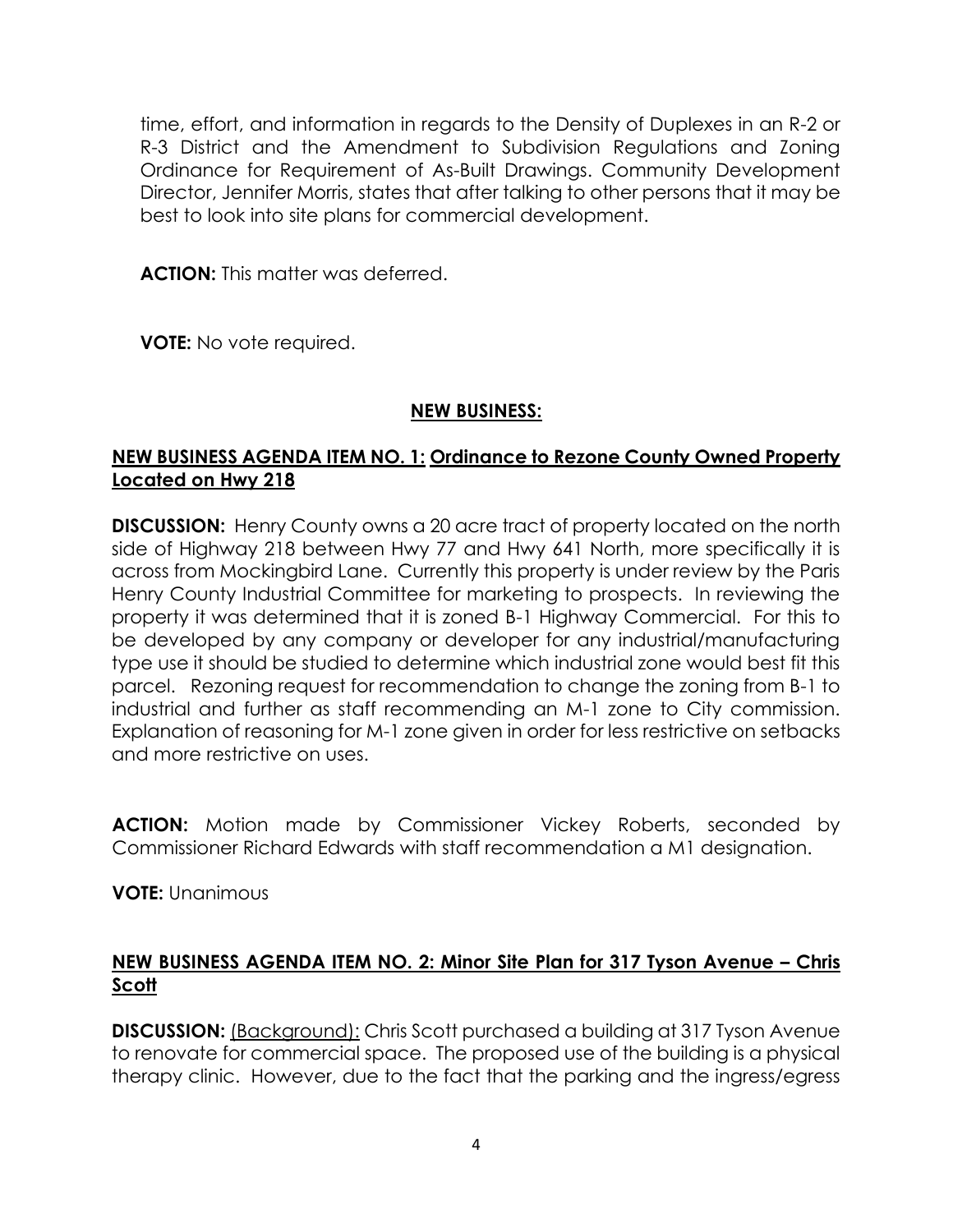time, effort, and information in regards to the Density of Duplexes in an R-2 or R-3 District and the Amendment to Subdivision Regulations and Zoning Ordinance for Requirement of As-Built Drawings. Community Development Director, Jennifer Morris, states that after talking to other persons that it may be best to look into site plans for commercial development.

**ACTION:** This matter was deferred.

**VOTE:** No vote required.

## NEW BUSINESS:

### NEW BUSINESS AGENDA ITEM NO. 1: Ordinance to Rezone County Owned Property Located on Hwy 218

**DISCUSSION:** Henry County owns a 20 acre tract of property located on the north side of Highway 218 between Hwy 77 and Hwy 641 North, more specifically it is across from Mockingbird Lane. Currently this property is under review by the Paris Henry County Industrial Committee for marketing to prospects. In reviewing the property it was determined that it is zoned B-1 Highway Commercial. For this to be developed by any company or developer for any industrial/manufacturing type use it should be studied to determine which industrial zone would best fit this parcel. Rezoning request for recommendation to change the zoning from B-1 to industrial and further as staff recommending an M-1 zone to City commission. Explanation of reasoning for M-1 zone given in order for less restrictive on setbacks and more restrictive on uses.

**ACTION:** Motion made by Commissioner Vickey Roberts, seconded by Commissioner Richard Edwards with staff recommendation a M1 designation.

**VOTE:** Unanimous

### NEW BUSINESS AGENDA ITEM NO. 2: Minor Site Plan for 317 Tyson Avenue – Chris Scott

**DISCUSSION:** (Background): Chris Scott purchased a building at 317 Tyson Avenue to renovate for commercial space. The proposed use of the building is a physical therapy clinic. However, due to the fact that the parking and the ingress/egress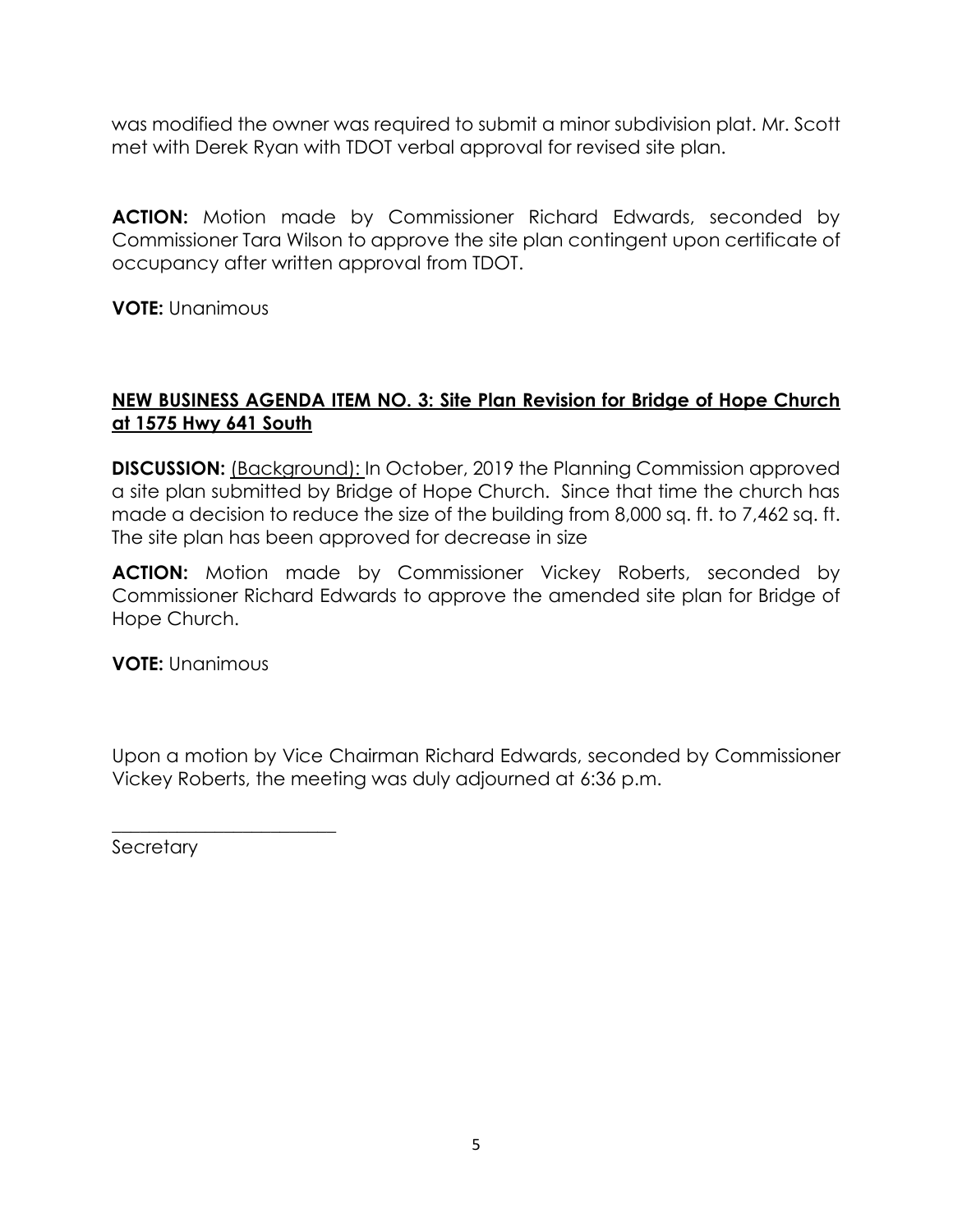was modified the owner was required to submit a minor subdivision plat. Mr. Scott met with Derek Ryan with TDOT verbal approval for revised site plan.

**ACTION:** Motion made by Commissioner Richard Edwards, seconded by Commissioner Tara Wilson to approve the site plan contingent upon certificate of occupancy after written approval from TDOT.

**VOTE:** Unanimous

**NEW BUSINESS AGENDA ITEM NO. 3: Site Plan Revision for Bridge of Hope Church at 1575 Hwy 641 South**

**DISCUSSION:** (Background): In October, 2019 the Planning Commission approved a site plan submitted by Bridge of Hope Church. Since that time the church has made a decision to reduce the size of the building from 8,000 sq. ft. to 7,462 sq. ft. The site plan has been approved for decrease in size

**ACTION:** Motion made by Commissioner Vickey Roberts, seconded by Commissioner Richard Edwards to approve the amended site plan for Bridge of Hope Church.

**VOTE:** Unanimous

Upon a motion by Vice Chairman Richard Edwards, seconded by Commissioner Vickey Roberts, the meeting was duly adjourned at 6:36 p.m.

\_\_\_\_\_\_\_\_\_\_\_\_\_\_\_\_\_\_\_\_\_\_\_\_

Secretary